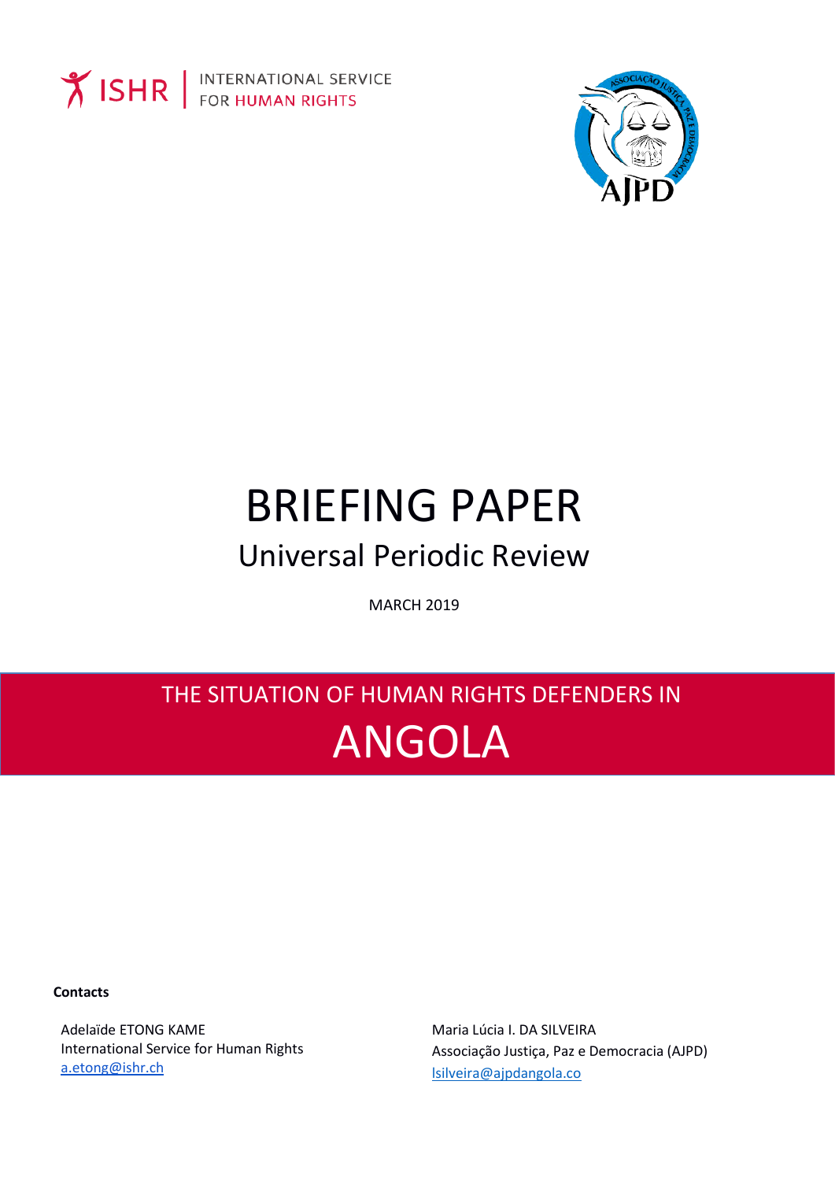ISHR | INTERNATIONAL SERVICE FOR HUMAN RIGHTS

# BRIEFING PAPER

## Universal Periodic Review

MARCH 2019

# THE SITUATION OF HUMAN RIGHTS DEFENDERS IN ANGOLA

**Contacts**

Adelaïde ETONG KAME
International Service for Human Rights
a.etong@ishr.ch

Maria Lúcia I. DA SILVEIRA
Associação Justiça, Paz e Democracia (AJPD)
lsilveira@ajpdangola.co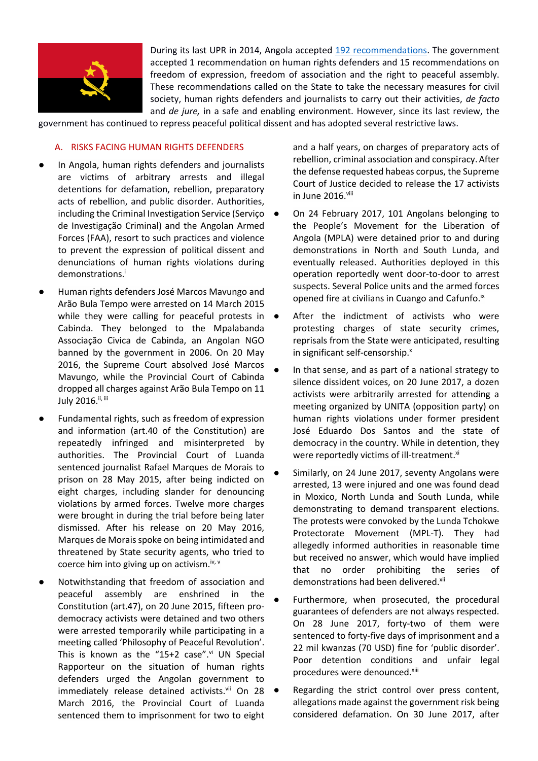During its last UPR in 2014, Angola accepted [192 recommendations](). The government accepted 1 recommendation on human rights defenders and 15 recommendations on freedom of expression, freedom of association and the right to peaceful assembly. These recommendations called on the State to take the necessary measures for civil society, human rights defenders and journalists to carry out their activities, *de facto* and *de jure,* in a safe and enabling environment. However, since its last review, the government has continued to repress peaceful political dissent and has adopted several restrictive laws.

## A. RISKS FACING HUMAN RIGHTS DEFENDERS

- In Angola, human rights defenders and journalists are victims of arbitrary arrests and illegal detentions for defamation, rebellion, preparatory acts of rebellion, and public disorder. Authorities, including the Criminal Investigation Service (Serviço de Investigação Criminal) and the Angolan Armed Forces (FAA), resort to such practices and violence to prevent the expression of political dissent and denunciations of human rights violations during demonstrations.[i]
- Human rights defenders José Marcos Mavungo and Arão Bula Tempo were arrested on 14 March 2015 while they were calling for peaceful protests in Cabinda. They belonged to the Mpalabanda Associação Civica de Cabinda, an Angolan NGO banned by the government in 2006. On 20 May 2016, the Supreme Court absolved José Marcos Mavungo, while the Provincial Court of Cabinda dropped all charges against Arão Bula Tempo on 11 July 2016.[ii, iii]
- Fundamental rights, such as freedom of expression and information (art.40 of the Constitution) are repeatedly infringed and misinterpreted by authorities. The Provincial Court of Luanda sentenced journalist Rafael Marques de Morais to prison on 28 May 2015, after being indicted on eight charges, including slander for denouncing violations by armed forces. Twelve more charges were brought in during the trial before being later dismissed. After his release on 20 May 2016, Marques de Morais spoke on being intimidated and threatened by State security agents, who tried to coerce him into giving up on activism.[iv, v]
- Notwithstanding that freedom of association and peaceful assembly are enshrined in the Constitution (art.47), on 20 June 2015, fifteen pro-democracy activists were detained and two others were arrested temporarily while participating in a meeting called 'Philosophy of Peaceful Revolution'. This is known as the "15+2 case".[vi] UN Special Rapporteur on the situation of human rights defenders urged the Angolan government to immediately release detained activists.[vii] On 28 March 2016, the Provincial Court of Luanda sentenced them to imprisonment for two to eight and a half years, on charges of preparatory acts of rebellion, criminal association and conspiracy. After the defense requested habeas corpus, the Supreme Court of Justice decided to release the 17 activists in June 2016.[viii]
- On 24 February 2017, 101 Angolans belonging to the People's Movement for the Liberation of Angola (MPLA) were detained prior to and during demonstrations in North and South Lunda, and eventually released. Authorities deployed in this operation reportedly went door-to-door to arrest suspects. Several Police units and the armed forces opened fire at civilians in Cuango and Cafunfo.[ix]
- After the indictment of activists who were protesting charges of state security crimes, reprisals from the State were anticipated, resulting in significant self-censorship.[x]
- In that sense, and as part of a national strategy to silence dissident voices, on 20 June 2017, a dozen activists were arbitrarily arrested for attending a meeting organized by UNITA (opposition party) on human rights violations under former president José Eduardo Dos Santos and the state of democracy in the country. While in detention, they were reportedly victims of ill-treatment.[xi]
- Similarly, on 24 June 2017, seventy Angolans were arrested, 13 were injured and one was found dead in Moxico, North Lunda and South Lunda, while demonstrating to demand transparent elections. The protests were convoked by the Lunda Tchokwe Protectorate Movement (MPL-T). They had allegedly informed authorities in reasonable time but received no answer, which would have implied that no order prohibiting the series of demonstrations had been delivered.[xii]
- Furthermore, when prosecuted, the procedural guarantees of defenders are not always respected. On 28 June 2017, forty-two of them were sentenced to forty-five days of imprisonment and a 22 mil kwanzas (70 USD) fine for 'public disorder'. Poor detention conditions and unfair legal procedures were denounced.[xiii]
- Regarding the strict control over press content, allegations made against the government risk being considered defamation. On 30 June 2017, after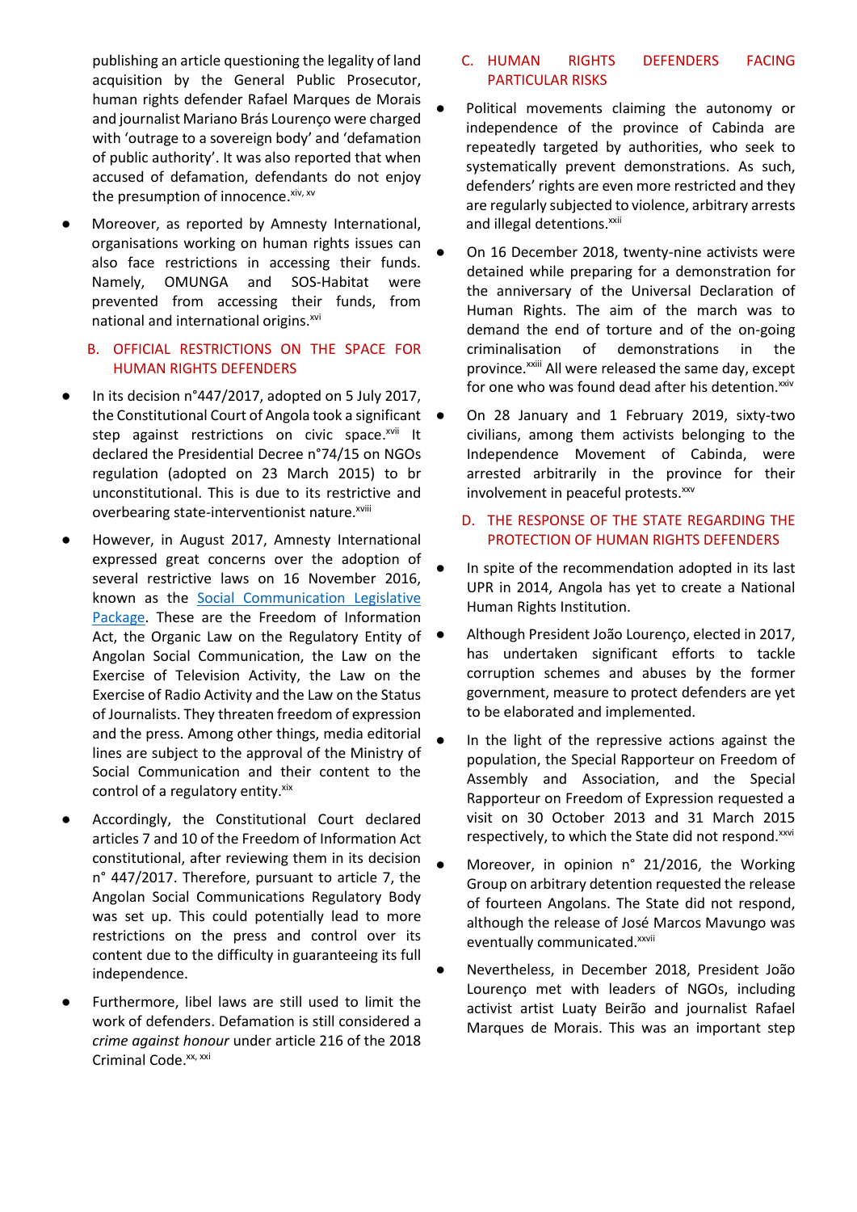publishing an article questioning the legality of land acquisition by the General Public Prosecutor, human rights defender Rafael Marques de Morais and journalist Mariano Brás Lourenço were charged with 'outrage to a sovereign body' and 'defamation of public authority'. It was also reported that when accused of defamation, defendants do not enjoy the presumption of innocence.[xiv, xv]

- Moreover, as reported by Amnesty International, organisations working on human rights issues can also face restrictions in accessing their funds. Namely, OMUNGA and SOS-Habitat were prevented from accessing their funds, from national and international origins.[xvi]

## B. OFFICIAL RESTRICTIONS ON THE SPACE FOR HUMAN RIGHTS DEFENDERS

- In its decision n°447/2017, adopted on 5 July 2017, the Constitutional Court of Angola took a significant step against restrictions on civic space.[xvii] It declared the Presidential Decree n°74/15 on NGOs regulation (adopted on 23 March 2015) to br unconstitutional. This is due to its restrictive and overbearing state-interventionist nature.[xviii]

- However, in August 2017, Amnesty International expressed great concerns over the adoption of several restrictive laws on 16 November 2016, known as the Social Communication Legislative Package. These are the Freedom of Information Act, the Organic Law on the Regulatory Entity of Angolan Social Communication, the Law on the Exercise of Television Activity, the Law on the Exercise of Radio Activity and the Law on the Status of Journalists. They threaten freedom of expression and the press. Among other things, media editorial lines are subject to the approval of the Ministry of Social Communication and their content to the control of a regulatory entity.[xix]

- Accordingly, the Constitutional Court declared articles 7 and 10 of the Freedom of Information Act constitutional, after reviewing them in its decision n° 447/2017. Therefore, pursuant to article 7, the Angolan Social Communications Regulatory Body was set up. This could potentially lead to more restrictions on the press and control over its content due to the difficulty in guaranteeing its full independence.

- Furthermore, libel laws are still used to limit the work of defenders. Defamation is still considered a *crime against honour* under article 216 of the 2018 Criminal Code.[xx, xxi]

## C. HUMAN RIGHTS DEFENDERS FACING PARTICULAR RISKS

- Political movements claiming the autonomy or independence of the province of Cabinda are repeatedly targeted by authorities, who seek to systematically prevent demonstrations. As such, defenders' rights are even more restricted and they are regularly subjected to violence, arbitrary arrests and illegal detentions.[xxii]

- On 16 December 2018, twenty-nine activists were detained while preparing for a demonstration for the anniversary of the Universal Declaration of Human Rights. The aim of the march was to demand the end of torture and of the on-going criminalisation of demonstrations in the province.[xxiii] All were released the same day, except for one who was found dead after his detention.[xxiv]

- On 28 January and 1 February 2019, sixty-two civilians, among them activists belonging to the Independence Movement of Cabinda, were arrested arbitrarily in the province for their involvement in peaceful protests.[xxv]

## D. THE RESPONSE OF THE STATE REGARDING THE PROTECTION OF HUMAN RIGHTS DEFENDERS

- In spite of the recommendation adopted in its last UPR in 2014, Angola has yet to create a National Human Rights Institution.

- Although President João Lourenço, elected in 2017, has undertaken significant efforts to tackle corruption schemes and abuses by the former government, measure to protect defenders are yet to be elaborated and implemented.

- In the light of the repressive actions against the population, the Special Rapporteur on Freedom of Assembly and Association, and the Special Rapporteur on Freedom of Expression requested a visit on 30 October 2013 and 31 March 2015 respectively, to which the State did not respond.[xxvi]

- Moreover, in opinion n° 21/2016, the Working Group on arbitrary detention requested the release of fourteen Angolans. The State did not respond, although the release of José Marcos Mavungo was eventually communicated.[xxvii]

- Nevertheless, in December 2018, President João Lourenço met with leaders of NGOs, including activist artist Luaty Beirão and journalist Rafael Marques de Morais. This was an important step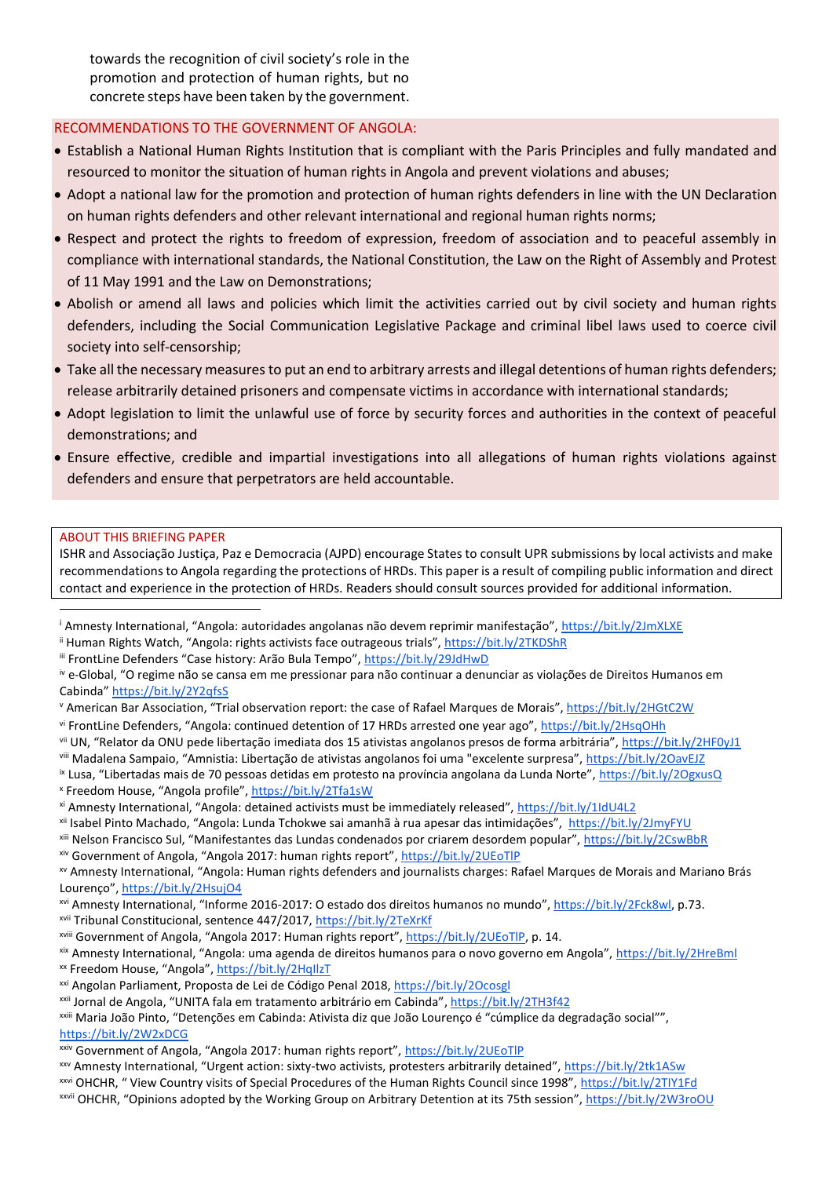towards the recognition of civil society's role in the promotion and protection of human rights, but no concrete steps have been taken by the government.

## RECOMMENDATIONS TO THE GOVERNMENT OF ANGOLA:

- Establish a National Human Rights Institution that is compliant with the Paris Principles and fully mandated and resourced to monitor the situation of human rights in Angola and prevent violations and abuses;
- Adopt a national law for the promotion and protection of human rights defenders in line with the UN Declaration on human rights defenders and other relevant international and regional human rights norms;
- Respect and protect the rights to freedom of expression, freedom of association and to peaceful assembly in compliance with international standards, the National Constitution, the Law on the Right of Assembly and Protest of 11 May 1991 and the Law on Demonstrations;
- Abolish or amend all laws and policies which limit the activities carried out by civil society and human rights defenders, including the Social Communication Legislative Package and criminal libel laws used to coerce civil society into self-censorship;
- Take all the necessary measures to put an end to arbitrary arrests and illegal detentions of human rights defenders; release arbitrarily detained prisoners and compensate victims in accordance with international standards;
- Adopt legislation to limit the unlawful use of force by security forces and authorities in the context of peaceful demonstrations; and
- Ensure effective, credible and impartial investigations into all allegations of human rights violations against defenders and ensure that perpetrators are held accountable.

## ABOUT THIS BRIEFING PAPER

ISHR and Associação Justiça, Paz e Democracia (AJPD) encourage States to consult UPR submissions by local activists and make recommendations to Angola regarding the protections of HRDs. This paper is a result of compiling public information and direct contact and experience in the protection of HRDs. Readers should consult sources provided for additional information.

---

[i] Amnesty International, "Angola: autoridades angolanas não devem reprimir manifestação", https://bit.ly/2JmXLXE
[ii] Human Rights Watch, "Angola: rights activists face outrageous trials", https://bit.ly/2TKDShR
[iii] FrontLine Defenders "Case history: Arão Bula Tempo", https://bit.ly/29JdHwD
[iv] e-Global, "O regime não se cansa em me pressionar para não continuar a denunciar as violações de Direitos Humanos em Cabinda" https://bit.ly/2Y2qfsS
[v] American Bar Association, "Trial observation report: the case of Rafael Marques de Morais", https://bit.ly/2HGtC2W
[vi] FrontLine Defenders, "Angola: continued detention of 17 HRDs arrested one year ago", https://bit.ly/2HsqOHh
[vii] UN, "Relator da ONU pede libertação imediata dos 15 ativistas angolanos presos de forma arbitrária", https://bit.ly/2HF0yJ1
[viii] Madalena Sampaio, "Amnistia: Libertação de ativistas angolanos foi uma "excelente surpresa", https://bit.ly/2OavEJZ
[ix] Lusa, "Libertadas mais de 70 pessoas detidas em protesto na província angolana da Lunda Norte", https://bit.ly/2OgxusQ
[x] Freedom House, "Angola profile", https://bit.ly/2Tfa1sW
[xi] Amnesty International, "Angola: detained activists must be immediately released", https://bit.ly/1IdU4L2
[xii] Isabel Pinto Machado, "Angola: Lunda Tchokwe sai amanhã à rua apesar das intimidações", https://bit.ly/2JmyFYU
[xiii] Nelson Francisco Sul, "Manifestantes das Lundas condenados por criarem desordem popular", https://bit.ly/2CswBbR
[xiv] Government of Angola, "Angola 2017: human rights report", https://bit.ly/2UEoTlP
[xv] Amnesty International, "Angola: Human rights defenders and journalists charges: Rafael Marques de Morais and Mariano Brás Lourenço", https://bit.ly/2HsujO4
[xvi] Amnesty International, "Informe 2016-2017: O estado dos direitos humanos no mundo", https://bit.ly/2Fck8wl, p.73.
[xvii] Tribunal Constitucional, sentence 447/2017, https://bit.ly/2TeXrKf
[xviii] Government of Angola, "Angola 2017: Human rights report", https://bit.ly/2UEoTlP, p. 14.
[xix] Amnesty International, "Angola: uma agenda de direitos humanos para o novo governo em Angola", https://bit.ly/2HreBml
[xx] Freedom House, "Angola", https://bit.ly/2HqllzT
[xxi] Angolan Parliament, Proposta de Lei de Código Penal 2018, https://bit.ly/2Ocosgl
[xxii] Jornal de Angola, "UNITA fala em tratamento arbitrário em Cabinda", https://bit.ly/2TH3f42
[xxiii] Maria João Pinto, "Detenções em Cabinda: Ativista diz que João Lourenço é "cúmplice da degradação social"", https://bit.ly/2W2xDCG
[xxiv] Government of Angola, "Angola 2017: human rights report", https://bit.ly/2UEoTlP
[xxv] Amnesty International, "Urgent action: sixty-two activists, protesters arbitrarily detained", https://bit.ly/2tk1ASw
[xxvi] OHCHR, " View Country visits of Special Procedures of the Human Rights Council since 1998", https://bit.ly/2TIY1Fd
[xxvii] OHCHR, "Opinions adopted by the Working Group on Arbitrary Detention at its 75th session", https://bit.ly/2W3roOU